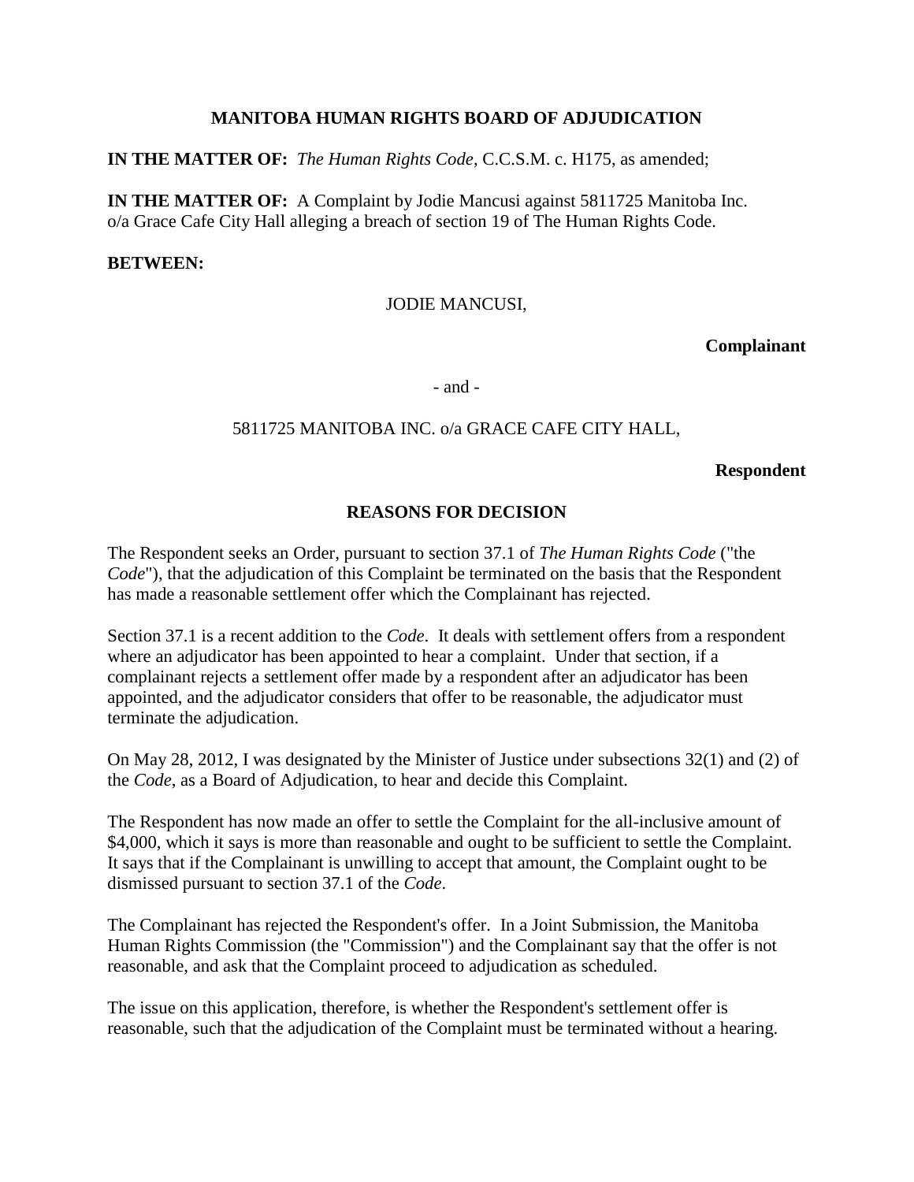## MANITOBA HUMAN RIGHTS BOARD OF ADJUDICATION

**IN THE MATTER OF:** *The Human Rights Code*, C.C.S.M. c. H175, as amended;

**IN THE MATTER OF:** A Complaint by Jodie Mancusi against 5811725 Manitoba Inc. o/a Grace Cafe City Hall alleging a breach of section 19 of The Human Rights Code.

**BETWEEN:**

JODIE MANCUSI,

**Complainant**

- and -

5811725 MANITOBA INC. o/a GRACE CAFE CITY HALL,

**Respondent**

## REASONS FOR DECISION

The Respondent seeks an Order, pursuant to section 37.1 of *The Human Rights Code* ("the *Code*"), that the adjudication of this Complaint be terminated on the basis that the Respondent has made a reasonable settlement offer which the Complainant has rejected.

Section 37.1 is a recent addition to the *Code*. It deals with settlement offers from a respondent where an adjudicator has been appointed to hear a complaint. Under that section, if a complainant rejects a settlement offer made by a respondent after an adjudicator has been appointed, and the adjudicator considers that offer to be reasonable, the adjudicator must terminate the adjudication.

On May 28, 2012, I was designated by the Minister of Justice under subsections 32(1) and (2) of the *Code*, as a Board of Adjudication, to hear and decide this Complaint.

The Respondent has now made an offer to settle the Complaint for the all-inclusive amount of $4,000, which it says is more than reasonable and ought to be sufficient to settle the Complaint. It says that if the Complainant is unwilling to accept that amount, the Complaint ought to be dismissed pursuant to section 37.1 of the *Code*.

The Complainant has rejected the Respondent's offer. In a Joint Submission, the Manitoba Human Rights Commission (the "Commission") and the Complainant say that the offer is not reasonable, and ask that the Complaint proceed to adjudication as scheduled.

The issue on this application, therefore, is whether the Respondent's settlement offer is reasonable, such that the adjudication of the Complaint must be terminated without a hearing.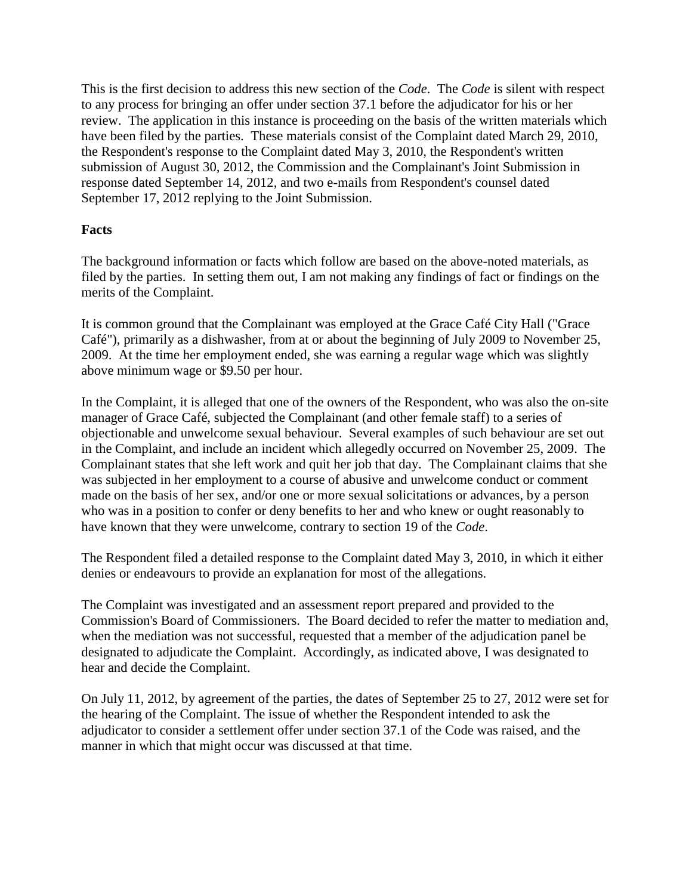This is the first decision to address this new section of the *Code*. The *Code* is silent with respect to any process for bringing an offer under section 37.1 before the adjudicator for his or her review. The application in this instance is proceeding on the basis of the written materials which have been filed by the parties. These materials consist of the Complaint dated March 29, 2010, the Respondent's response to the Complaint dated May 3, 2010, the Respondent's written submission of August 30, 2012, the Commission and the Complainant's Joint Submission in response dated September 14, 2012, and two e-mails from Respondent's counsel dated September 17, 2012 replying to the Joint Submission.

**Facts**

The background information or facts which follow are based on the above-noted materials, as filed by the parties. In setting them out, I am not making any findings of fact or findings on the merits of the Complaint.

It is common ground that the Complainant was employed at the Grace Café City Hall ("Grace Café"), primarily as a dishwasher, from at or about the beginning of July 2009 to November 25, 2009. At the time her employment ended, she was earning a regular wage which was slightly above minimum wage or $9.50 per hour.

In the Complaint, it is alleged that one of the owners of the Respondent, who was also the on-site manager of Grace Café, subjected the Complainant (and other female staff) to a series of objectionable and unwelcome sexual behaviour. Several examples of such behaviour are set out in the Complaint, and include an incident which allegedly occurred on November 25, 2009. The Complainant states that she left work and quit her job that day. The Complainant claims that she was subjected in her employment to a course of abusive and unwelcome conduct or comment made on the basis of her sex, and/or one or more sexual solicitations or advances, by a person who was in a position to confer or deny benefits to her and who knew or ought reasonably to have known that they were unwelcome, contrary to section 19 of the *Code*.

The Respondent filed a detailed response to the Complaint dated May 3, 2010, in which it either denies or endeavours to provide an explanation for most of the allegations.

The Complaint was investigated and an assessment report prepared and provided to the Commission's Board of Commissioners. The Board decided to refer the matter to mediation and, when the mediation was not successful, requested that a member of the adjudication panel be designated to adjudicate the Complaint. Accordingly, as indicated above, I was designated to hear and decide the Complaint.

On July 11, 2012, by agreement of the parties, the dates of September 25 to 27, 2012 were set for the hearing of the Complaint. The issue of whether the Respondent intended to ask the adjudicator to consider a settlement offer under section 37.1 of the Code was raised, and the manner in which that might occur was discussed at that time.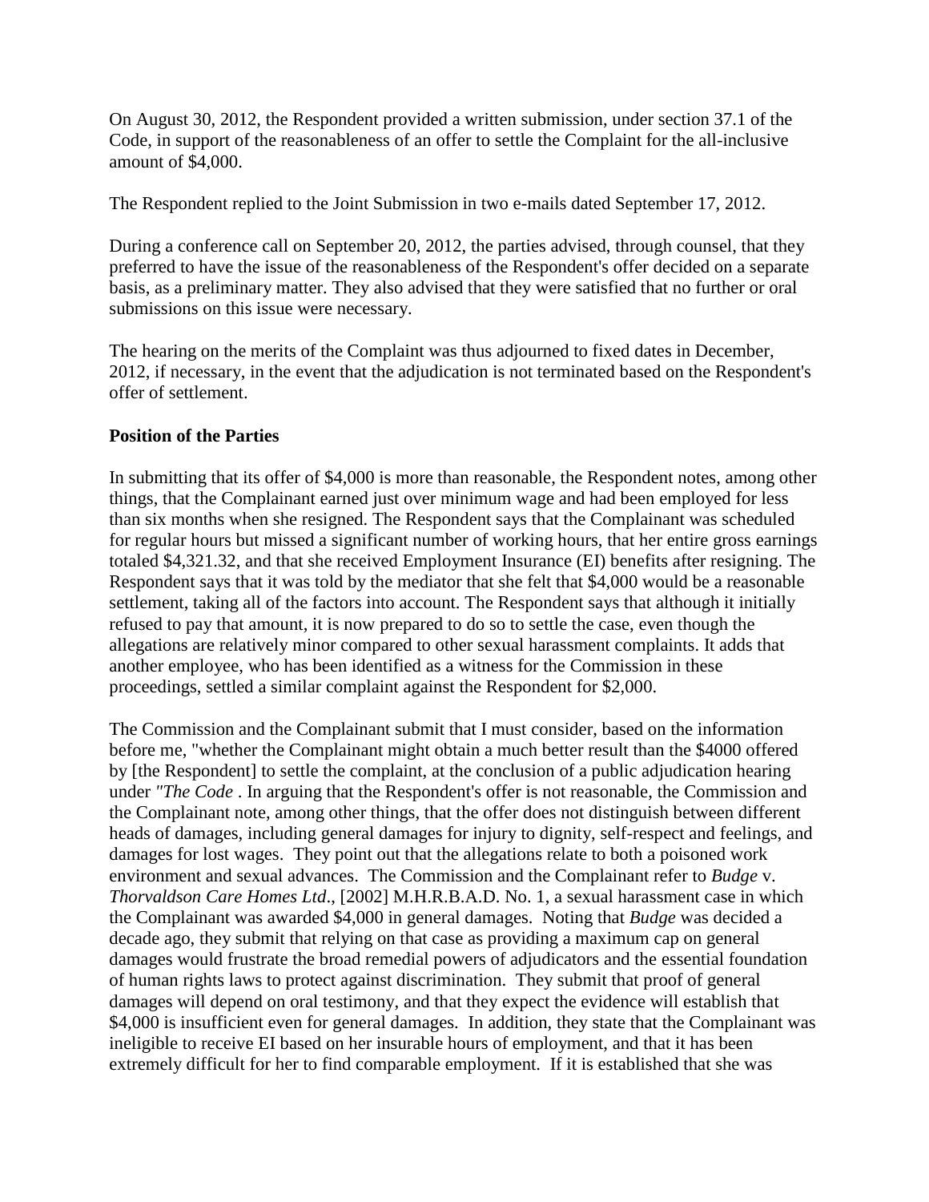On August 30, 2012, the Respondent provided a written submission, under section 37.1 of the Code, in support of the reasonableness of an offer to settle the Complaint for the all-inclusive amount of $4,000.

The Respondent replied to the Joint Submission in two e-mails dated September 17, 2012.

During a conference call on September 20, 2012, the parties advised, through counsel, that they preferred to have the issue of the reasonableness of the Respondent's offer decided on a separate basis, as a preliminary matter. They also advised that they were satisfied that no further or oral submissions on this issue were necessary.

The hearing on the merits of the Complaint was thus adjourned to fixed dates in December, 2012, if necessary, in the event that the adjudication is not terminated based on the Respondent's offer of settlement.

**Position of the Parties**

In submitting that its offer of $4,000 is more than reasonable, the Respondent notes, among other things, that the Complainant earned just over minimum wage and had been employed for less than six months when she resigned. The Respondent says that the Complainant was scheduled for regular hours but missed a significant number of working hours, that her entire gross earnings totaled $4,321.32, and that she received Employment Insurance (EI) benefits after resigning. The Respondent says that it was told by the mediator that she felt that $4,000 would be a reasonable settlement, taking all of the factors into account. The Respondent says that although it initially refused to pay that amount, it is now prepared to do so to settle the case, even though the allegations are relatively minor compared to other sexual harassment complaints. It adds that another employee, who has been identified as a witness for the Commission in these proceedings, settled a similar complaint against the Respondent for $2,000.

The Commission and the Complainant submit that I must consider, based on the information before me, "whether the Complainant might obtain a much better result than the $4000 offered by [the Respondent] to settle the complaint, at the conclusion of a public adjudication hearing under *"The Code* . In arguing that the Respondent's offer is not reasonable, the Commission and the Complainant note, among other things, that the offer does not distinguish between different heads of damages, including general damages for injury to dignity, self-respect and feelings, and damages for lost wages. They point out that the allegations relate to both a poisoned work environment and sexual advances. The Commission and the Complainant refer to *Budge* v. *Thorvaldson Care Homes Ltd*., [2002] M.H.R.B.A.D. No. 1, a sexual harassment case in which the Complainant was awarded $4,000 in general damages. Noting that *Budge* was decided a decade ago, they submit that relying on that case as providing a maximum cap on general damages would frustrate the broad remedial powers of adjudicators and the essential foundation of human rights laws to protect against discrimination. They submit that proof of general damages will depend on oral testimony, and that they expect the evidence will establish that $4,000 is insufficient even for general damages. In addition, they state that the Complainant was ineligible to receive EI based on her insurable hours of employment, and that it has been extremely difficult for her to find comparable employment. If it is established that she was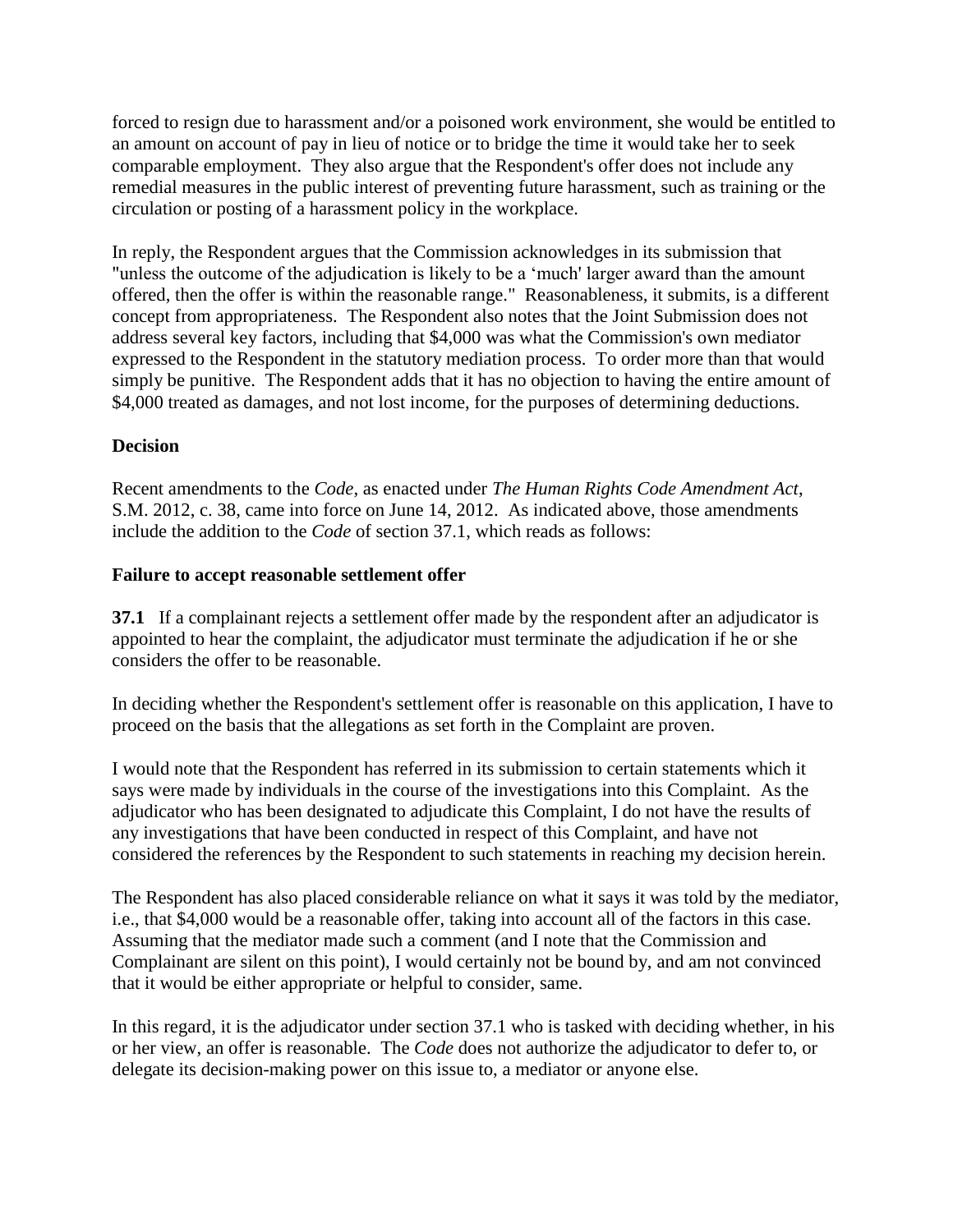forced to resign due to harassment and/or a poisoned work environment, she would be entitled to an amount on account of pay in lieu of notice or to bridge the time it would take her to seek comparable employment. They also argue that the Respondent's offer does not include any remedial measures in the public interest of preventing future harassment, such as training or the circulation or posting of a harassment policy in the workplace.

In reply, the Respondent argues that the Commission acknowledges in its submission that "unless the outcome of the adjudication is likely to be a 'much' larger award than the amount offered, then the offer is within the reasonable range." Reasonableness, it submits, is a different concept from appropriateness. The Respondent also notes that the Joint Submission does not address several key factors, including that $4,000 was what the Commission's own mediator expressed to the Respondent in the statutory mediation process. To order more than that would simply be punitive. The Respondent adds that it has no objection to having the entire amount of $4,000 treated as damages, and not lost income, for the purposes of determining deductions.

**Decision**

Recent amendments to the *Code*, as enacted under *The Human Rights Code Amendment Act*, S.M. 2012, c. 38, came into force on June 14, 2012. As indicated above, those amendments include the addition to the *Code* of section 37.1, which reads as follows:

**Failure to accept reasonable settlement offer**

**37.1** If a complainant rejects a settlement offer made by the respondent after an adjudicator is appointed to hear the complaint, the adjudicator must terminate the adjudication if he or she considers the offer to be reasonable.

In deciding whether the Respondent's settlement offer is reasonable on this application, I have to proceed on the basis that the allegations as set forth in the Complaint are proven.

I would note that the Respondent has referred in its submission to certain statements which it says were made by individuals in the course of the investigations into this Complaint. As the adjudicator who has been designated to adjudicate this Complaint, I do not have the results of any investigations that have been conducted in respect of this Complaint, and have not considered the references by the Respondent to such statements in reaching my decision herein.

The Respondent has also placed considerable reliance on what it says it was told by the mediator, i.e., that $4,000 would be a reasonable offer, taking into account all of the factors in this case. Assuming that the mediator made such a comment (and I note that the Commission and Complainant are silent on this point), I would certainly not be bound by, and am not convinced that it would be either appropriate or helpful to consider, same.

In this regard, it is the adjudicator under section 37.1 who is tasked with deciding whether, in his or her view, an offer is reasonable. The *Code* does not authorize the adjudicator to defer to, or delegate its decision-making power on this issue to, a mediator or anyone else.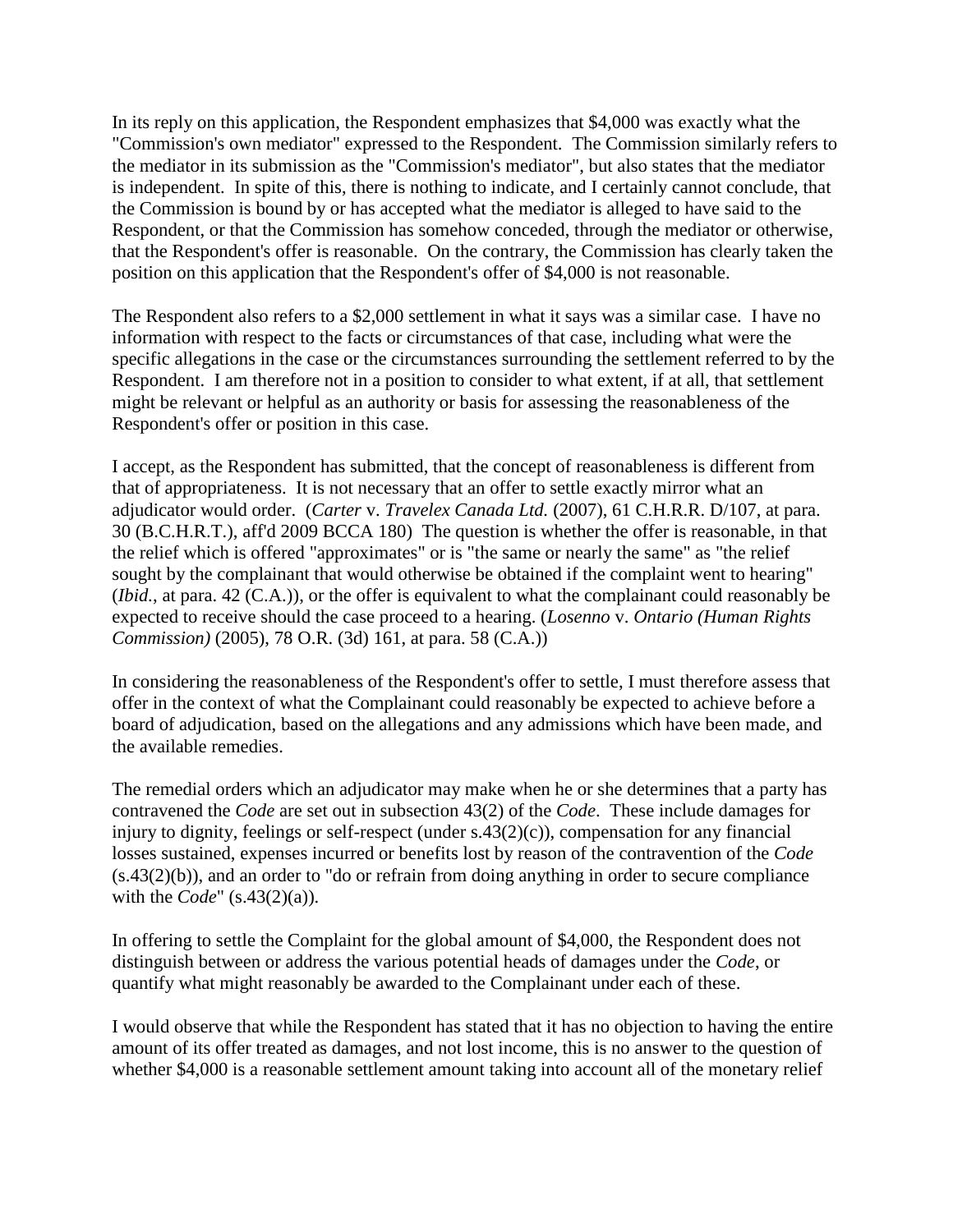In its reply on this application, the Respondent emphasizes that $4,000 was exactly what the "Commission's own mediator" expressed to the Respondent. The Commission similarly refers to the mediator in its submission as the "Commission's mediator", but also states that the mediator is independent. In spite of this, there is nothing to indicate, and I certainly cannot conclude, that the Commission is bound by or has accepted what the mediator is alleged to have said to the Respondent, or that the Commission has somehow conceded, through the mediator or otherwise, that the Respondent's offer is reasonable. On the contrary, the Commission has clearly taken the position on this application that the Respondent's offer of $4,000 is not reasonable.

The Respondent also refers to a $2,000 settlement in what it says was a similar case. I have no information with respect to the facts or circumstances of that case, including what were the specific allegations in the case or the circumstances surrounding the settlement referred to by the Respondent. I am therefore not in a position to consider to what extent, if at all, that settlement might be relevant or helpful as an authority or basis for assessing the reasonableness of the Respondent's offer or position in this case.

I accept, as the Respondent has submitted, that the concept of reasonableness is different from that of appropriateness. It is not necessary that an offer to settle exactly mirror what an adjudicator would order. (*Carter* v. *Travelex Canada Ltd.* (2007), 61 C.H.R.R. D/107, at para. 30 (B.C.H.R.T.), aff'd 2009 BCCA 180) The question is whether the offer is reasonable, in that the relief which is offered "approximates" or is "the same or nearly the same" as "the relief sought by the complainant that would otherwise be obtained if the complaint went to hearing" (*Ibid.*, at para. 42 (C.A.)), or the offer is equivalent to what the complainant could reasonably be expected to receive should the case proceed to a hearing. (*Losenno* v. *Ontario (Human Rights Commission)* (2005), 78 O.R. (3d) 161, at para. 58 (C.A.))

In considering the reasonableness of the Respondent's offer to settle, I must therefore assess that offer in the context of what the Complainant could reasonably be expected to achieve before a board of adjudication, based on the allegations and any admissions which have been made, and the available remedies.

The remedial orders which an adjudicator may make when he or she determines that a party has contravened the *Code* are set out in subsection 43(2) of the *Code*. These include damages for injury to dignity, feelings or self-respect (under s.43(2)(c)), compensation for any financial losses sustained, expenses incurred or benefits lost by reason of the contravention of the *Code* (s.43(2)(b)), and an order to "do or refrain from doing anything in order to secure compliance with the *Code*" (s.43(2)(a)).

In offering to settle the Complaint for the global amount of $4,000, the Respondent does not distinguish between or address the various potential heads of damages under the *Code*, or quantify what might reasonably be awarded to the Complainant under each of these.

I would observe that while the Respondent has stated that it has no objection to having the entire amount of its offer treated as damages, and not lost income, this is no answer to the question of whether $4,000 is a reasonable settlement amount taking into account all of the monetary relief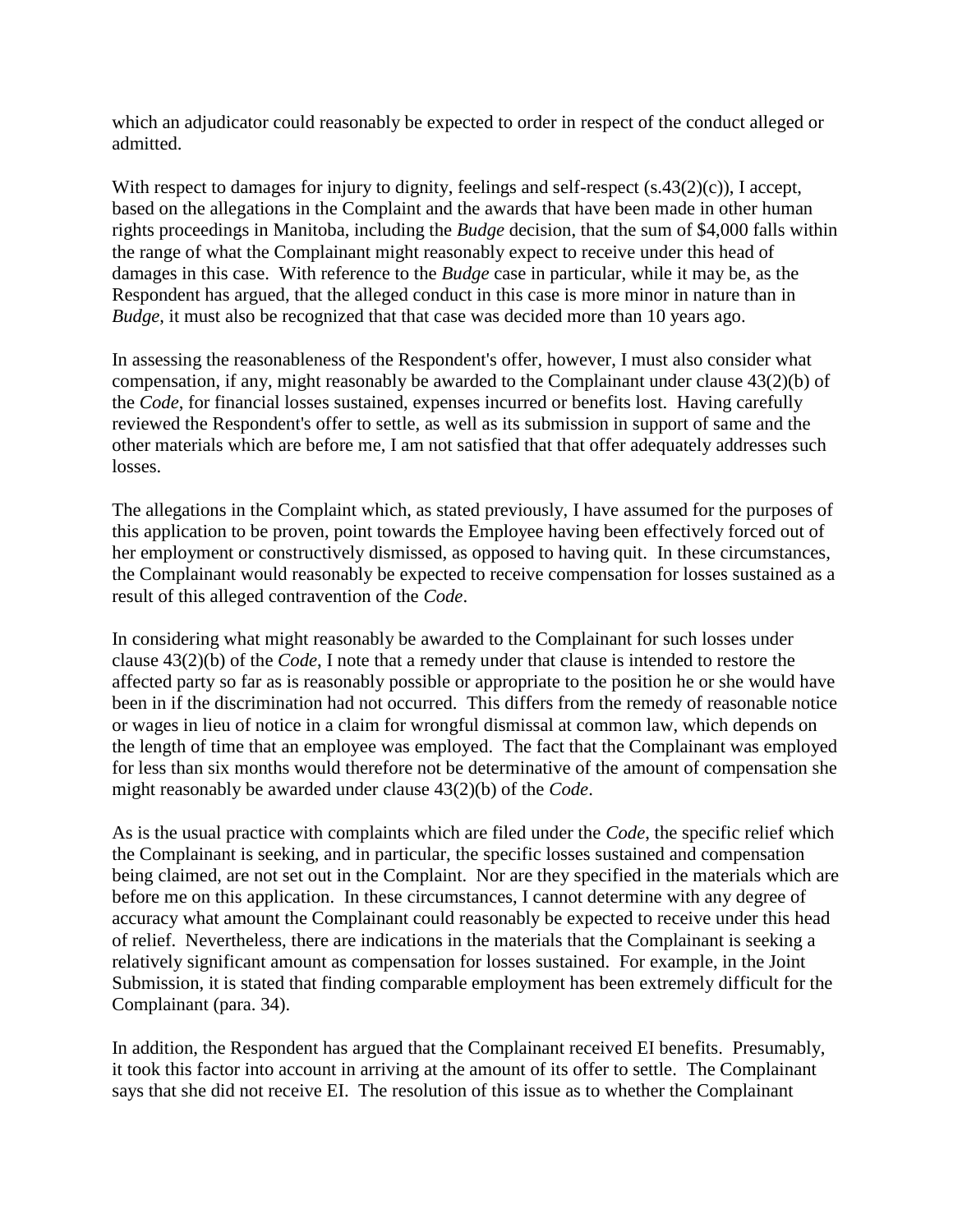which an adjudicator could reasonably be expected to order in respect of the conduct alleged or admitted.

With respect to damages for injury to dignity, feelings and self-respect (s.43(2)(c)), I accept, based on the allegations in the Complaint and the awards that have been made in other human rights proceedings in Manitoba, including the *Budge* decision, that the sum of $4,000 falls within the range of what the Complainant might reasonably expect to receive under this head of damages in this case. With reference to the *Budge* case in particular, while it may be, as the Respondent has argued, that the alleged conduct in this case is more minor in nature than in *Budge*, it must also be recognized that that case was decided more than 10 years ago.

In assessing the reasonableness of the Respondent's offer, however, I must also consider what compensation, if any, might reasonably be awarded to the Complainant under clause 43(2)(b) of the *Code*, for financial losses sustained, expenses incurred or benefits lost. Having carefully reviewed the Respondent's offer to settle, as well as its submission in support of same and the other materials which are before me, I am not satisfied that that offer adequately addresses such losses.

The allegations in the Complaint which, as stated previously, I have assumed for the purposes of this application to be proven, point towards the Employee having been effectively forced out of her employment or constructively dismissed, as opposed to having quit. In these circumstances, the Complainant would reasonably be expected to receive compensation for losses sustained as a result of this alleged contravention of the *Code*.

In considering what might reasonably be awarded to the Complainant for such losses under clause 43(2)(b) of the *Code*, I note that a remedy under that clause is intended to restore the affected party so far as is reasonably possible or appropriate to the position he or she would have been in if the discrimination had not occurred. This differs from the remedy of reasonable notice or wages in lieu of notice in a claim for wrongful dismissal at common law, which depends on the length of time that an employee was employed. The fact that the Complainant was employed for less than six months would therefore not be determinative of the amount of compensation she might reasonably be awarded under clause 43(2)(b) of the *Code*.

As is the usual practice with complaints which are filed under the *Code*, the specific relief which the Complainant is seeking, and in particular, the specific losses sustained and compensation being claimed, are not set out in the Complaint. Nor are they specified in the materials which are before me on this application. In these circumstances, I cannot determine with any degree of accuracy what amount the Complainant could reasonably be expected to receive under this head of relief. Nevertheless, there are indications in the materials that the Complainant is seeking a relatively significant amount as compensation for losses sustained. For example, in the Joint Submission, it is stated that finding comparable employment has been extremely difficult for the Complainant (para. 34).

In addition, the Respondent has argued that the Complainant received EI benefits. Presumably, it took this factor into account in arriving at the amount of its offer to settle. The Complainant says that she did not receive EI. The resolution of this issue as to whether the Complainant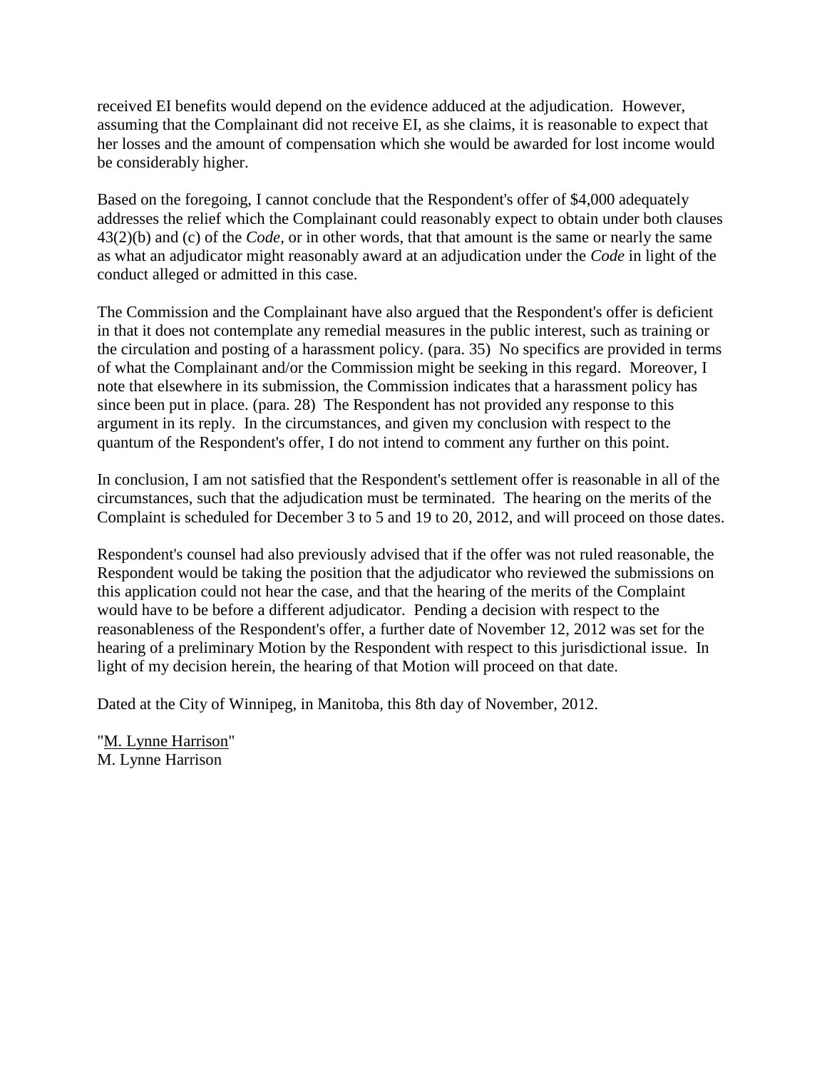received EI benefits would depend on the evidence adduced at the adjudication. However, assuming that the Complainant did not receive EI, as she claims, it is reasonable to expect that her losses and the amount of compensation which she would be awarded for lost income would be considerably higher.

Based on the foregoing, I cannot conclude that the Respondent's offer of $4,000 adequately addresses the relief which the Complainant could reasonably expect to obtain under both clauses 43(2)(b) and (c) of the *Code*, or in other words, that that amount is the same or nearly the same as what an adjudicator might reasonably award at an adjudication under the *Code* in light of the conduct alleged or admitted in this case.

The Commission and the Complainant have also argued that the Respondent's offer is deficient in that it does not contemplate any remedial measures in the public interest, such as training or the circulation and posting of a harassment policy. (para. 35) No specifics are provided in terms of what the Complainant and/or the Commission might be seeking in this regard. Moreover, I note that elsewhere in its submission, the Commission indicates that a harassment policy has since been put in place. (para. 28) The Respondent has not provided any response to this argument in its reply. In the circumstances, and given my conclusion with respect to the quantum of the Respondent's offer, I do not intend to comment any further on this point.

In conclusion, I am not satisfied that the Respondent's settlement offer is reasonable in all of the circumstances, such that the adjudication must be terminated. The hearing on the merits of the Complaint is scheduled for December 3 to 5 and 19 to 20, 2012, and will proceed on those dates.

Respondent's counsel had also previously advised that if the offer was not ruled reasonable, the Respondent would be taking the position that the adjudicator who reviewed the submissions on this application could not hear the case, and that the hearing of the merits of the Complaint would have to be before a different adjudicator. Pending a decision with respect to the reasonableness of the Respondent's offer, a further date of November 12, 2012 was set for the hearing of a preliminary Motion by the Respondent with respect to this jurisdictional issue. In light of my decision herein, the hearing of that Motion will proceed on that date.

Dated at the City of Winnipeg, in Manitoba, this 8th day of November, 2012.

"M. Lynne Harrison"
M. Lynne Harrison